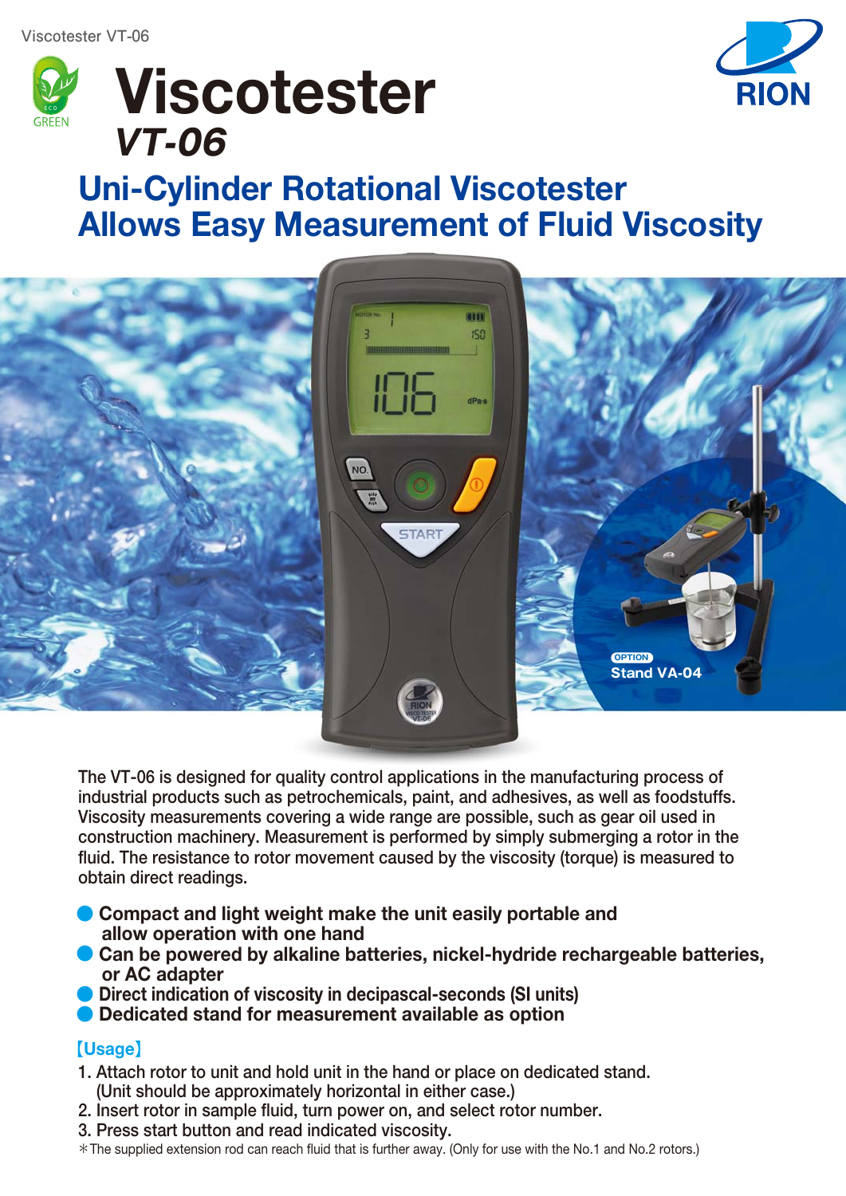# Viscotester

## *VT-06*

## Uni-Cylinder Rotational Viscotester Allows Easy Measurement of Fluid Viscosity

OPTION

Stand VA-04

The VT-06 is designed for quality control applications in the manufacturing process of industrial products such as petrochemicals, paint, and adhesives, as well as foodstuffs. Viscosity measurements covering a wide range are possible, such as gear oil used in construction machinery. Measurement is performed by simply submerging a rotor in the fluid. The resistance to rotor movement caused by the viscosity (torque) is measured to obtain direct readings.

- **Compact and light weight make the unit easily portable and allow operation with one hand**
- **Can be powered by alkaline batteries, nickel-hydride rechargeable batteries, or AC adapter**
- **Direct indication of viscosity in decipascal-seconds (SI units)**
- **Dedicated stand for measurement available as option**

### 【Usage】

1. Attach rotor to unit and hold unit in the hand or place on dedicated stand. (Unit should be approximately horizontal in either case.)
2. Insert rotor in sample fluid, turn power on, and select rotor number.
3. Press start button and read indicated viscosity.

*The supplied extension rod can reach fluid that is further away. (Only for use with the No.1 and No.2 rotors.)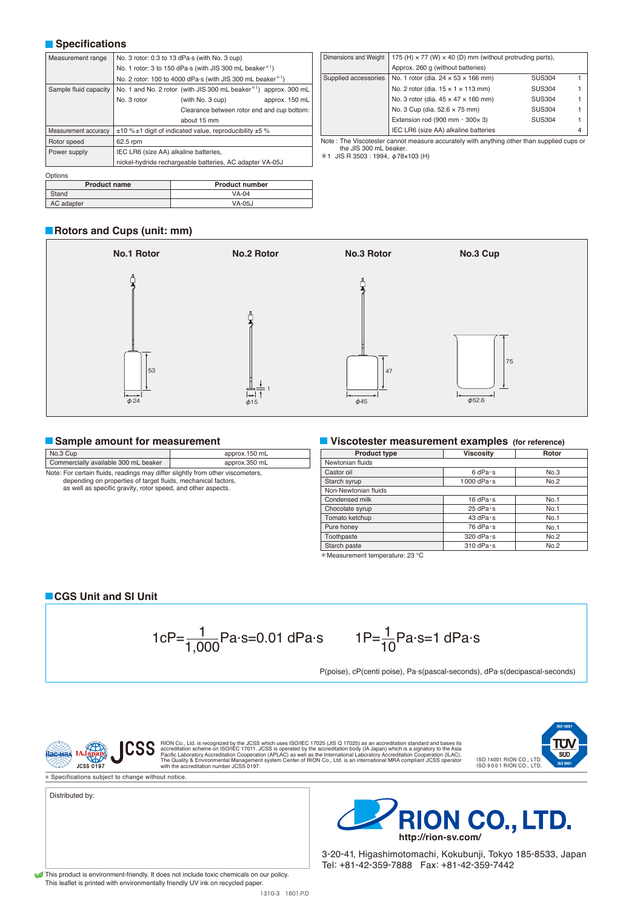## Specifications

| | |
|---|---|
| Measurement range | No. 3 rotor: 0.3 to 13 dPa·s (with No. 3 cup)<br>No. 1 rotor: 3 to 150 dPa·s (with JIS 300 mL beaker*1)<br>No. 2 rotor: 100 to 4000 dPa·s (with JIS 300 mL beaker*1) |
| Sample fluid capacity | No. 1 and No. 2 rotor (with JIS 300 mL beaker*1) approx. 300 mL<br>No. 3 rotor (with No. 3 cup) approx. 150 mL<br>Clearance between rotor end and cup bottom: about 15 mm |
| Measurement accuracy | ±10 %±1 digit of indicated value, reproducibility ±5 % |
| Rotor speed | 62.5 rpm |
| Power supply | IEC LR6 (size AA) alkaline batteries,<br>nickel-hydride rechargeable batteries, AC adapter VA-05J |
| Dimensions and Weight | 175 (H) × 77 (W) × 40 (D) mm (without protruding parts),<br>Approx. 260 g (without batteries) |

| Supplied accessories | | Material | Qty |
|---|---|---|---|
| | No. 1 rotor (dia. 24 × 53 × 166 mm) | SUS304 | 1 |
| | No. 2 rotor (dia. 15 × 1 × 113 mm) | SUS304 | 1 |
| | No. 3 rotor (dia. 45 × 47 × 160 mm) | SUS304 | 1 |
| | No. 3 Cup (dia. 52.6 × 75 mm) | SUS304 | 1 |
| | Extension rod (900 mm · 300× 3) | SUS304 | 1 |
| | IEC LR6 (size AA) alkaline batteries | | 4 |

Note : The Viscotester cannot measure accurately with anything other than supplied cups or the JIS 300 mL beaker.
*1 JIS R 3503 : 1994, ϕ78×103 (H)

Options

| Product name | Product number |
|---|---|
| Stand | VA-04 |
| AC adapter | VA-05J |

## Rotors and Cups (unit: mm)

No.1 Rotor — 53, ϕ24
No.2 Rotor — 1, ϕ15
No.3 Rotor — 47, ϕ45
No.3 Cup — 75, ϕ52.6

## Sample amount for measurement

| | |
|---|---|
| No.3 Cup | approx.150 mL |
| Commercially available 300 mL beaker | approx.350 mL |

Note: For certain fluids, readings may differ slightly from other viscometers, depending on properties of target fluids, mechanical factors, as well as specific gravity, rotor speed, and other aspects.

## Viscotester measurement examples (for reference)

| Product type | Viscosity | Rotor |
|---|---|---|
| Newtonian fluids | | |
| Castor oil | 6 dPa·s | No.3 |
| Starch syrup | 1000 dPa·s | No.2 |
| Non-Newtonian fluids | | |
| Condensed milk | 16 dPa·s | No.1 |
| Chocolate syrup | 25 dPa·s | No.1 |
| Tomato ketchup | 43 dPa·s | No.1 |
| Pure honey | 76 dPa·s | No.1 |
| Toothpaste | 320 dPa·s | No.2 |
| Starch paste | 310 dPa·s | No.2 |

*Measurement temperature: 23 °C

## CGS Unit and SI Unit

$$1\text{cP}=\frac{1}{1{,}000}\text{Pa·s}=0.01\ \text{dPa·s} \qquad 1\text{P}=\frac{1}{10}\text{Pa·s}=1\ \text{dPa·s}$$

P(poise), cP(centi poise), Pa·s(pascal-seconds), dPa·s(decipascal-seconds)

JCSS 0197

RION Co., Ltd. is recognized by the JCSS which uses ISO/IEC 17025 (JIS Q 17025) as an accreditation standard and bases its accreditation scheme on ISO/IEC 17011. JCSS is operated by the accreditation body (IA Japan) which is a signatory to the Asia Pacific Laboratory Accreditation Cooperation (APLAC) as well as the International Laboratory Accreditation Cooperation (ILAC). The Quality & Environmental Management system Center of RION Co., Ltd. is an international MRA compliant JCSS operator with the accreditation number JCSS 0197.

ISO 14001 RION CO., LTD.
ISO 9001 RION CO., LTD.

* Specifications subject to change without notice.

Distributed by:

RION CO., LTD.
http://rion-sv.com/

3-20-41, Higashimotomachi, Kokubunji, Tokyo 185-8533, Japan
Tel: +81-42-359-7888 Fax: +81-42-359-7442

This product is environment-friendly. It does not include toxic chemicals on our policy.
This leaflet is printed with environmentally friendly UV ink on recycled paper.

1310-3 1601.P.D